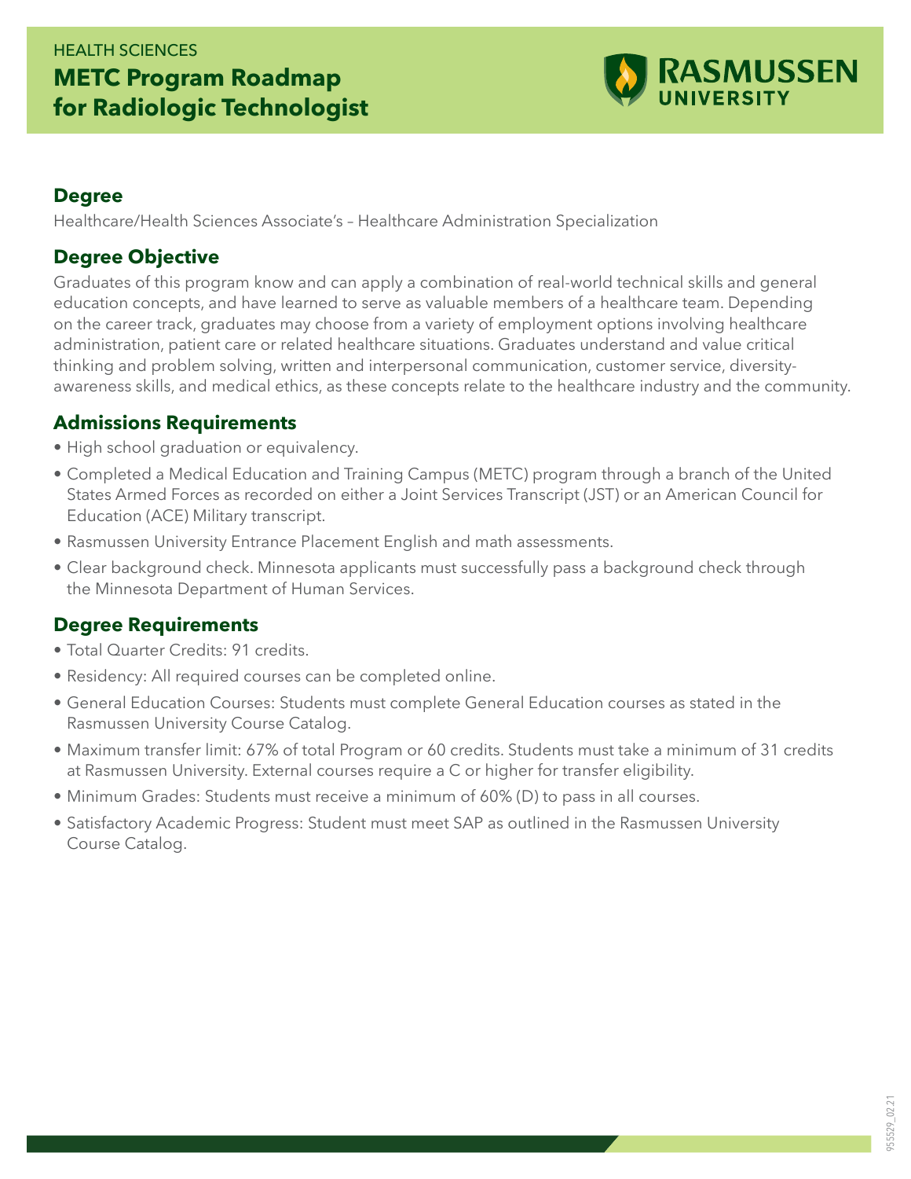HEALTH SCIENCES

# METC Program Roadmap for Radiologic Technologist

## Degree

Healthcare/Health Sciences Associate's – Healthcare Administration Specialization

## Degree Objective

Graduates of this program know and can apply a combination of real-world technical skills and general education concepts, and have learned to serve as valuable members of a healthcare team. Depending on the career track, graduates may choose from a variety of employment options involving healthcare administration, patient care or related healthcare situations. Graduates understand and value critical thinking and problem solving, written and interpersonal communication, customer service, diversity-awareness skills, and medical ethics, as these concepts relate to the healthcare industry and the community.

## Admissions Requirements

- High school graduation or equivalency.
- Completed a Medical Education and Training Campus (METC) program through a branch of the United States Armed Forces as recorded on either a Joint Services Transcript (JST) or an American Council for Education (ACE) Military transcript.
- Rasmussen University Entrance Placement English and math assessments.
- Clear background check. Minnesota applicants must successfully pass a background check through the Minnesota Department of Human Services.

## Degree Requirements

- Total Quarter Credits: 91 credits.
- Residency: All required courses can be completed online.
- General Education Courses: Students must complete General Education courses as stated in the Rasmussen University Course Catalog.
- Maximum transfer limit: 67% of total Program or 60 credits. Students must take a minimum of 31 credits at Rasmussen University. External courses require a C or higher for transfer eligibility.
- Minimum Grades: Students must receive a minimum of 60% (D) to pass in all courses.
- Satisfactory Academic Progress: Student must meet SAP as outlined in the Rasmussen University Course Catalog.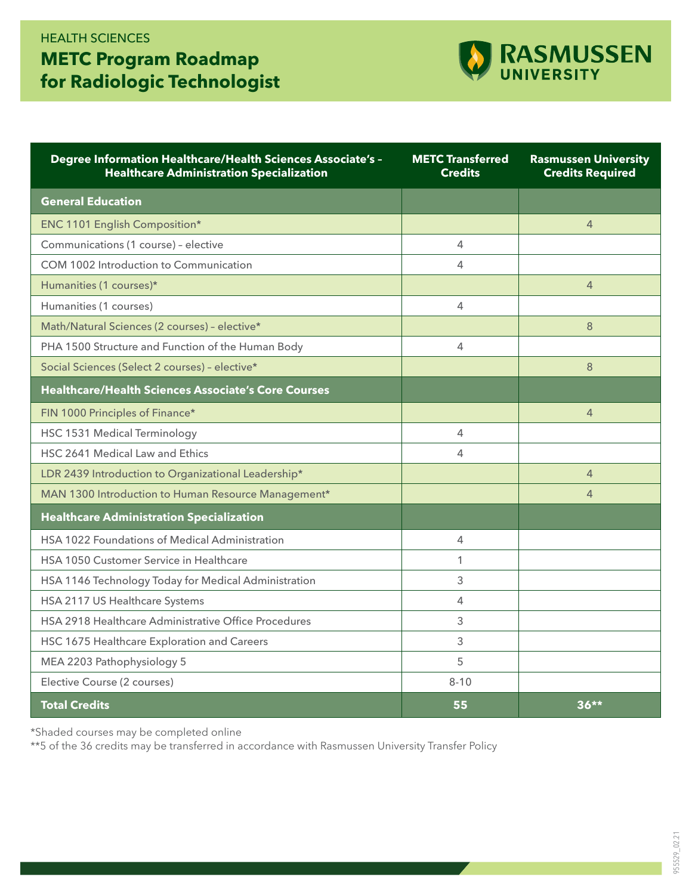HEALTH SCIENCES

# METC Program Roadmap for Radiologic Technologist

| Degree Information Healthcare/Health Sciences Associate's – Healthcare Administration Specialization | METC Transferred Credits | Rasmussen University Credits Required |
|---|---|---|
| **General Education** | | |
| ENC 1101 English Composition* | | 4 |
| Communications (1 course) – elective | 4 | |
| COM 1002 Introduction to Communication | 4 | |
| Humanities (1 courses)* | | 4 |
| Humanities (1 courses) | 4 | |
| Math/Natural Sciences (2 courses) – elective* | | 8 |
| PHA 1500 Structure and Function of the Human Body | 4 | |
| Social Sciences (Select 2 courses) – elective* | | 8 |
| **Healthcare/Health Sciences Associate's Core Courses** | | |
| FIN 1000 Principles of Finance* | | 4 |
| HSC 1531 Medical Terminology | 4 | |
| HSC 2641 Medical Law and Ethics | 4 | |
| LDR 2439 Introduction to Organizational Leadership* | | 4 |
| MAN 1300 Introduction to Human Resource Management* | | 4 |
| **Healthcare Administration Specialization** | | |
| HSA 1022 Foundations of Medical Administration | 4 | |
| HSA 1050 Customer Service in Healthcare | 1 | |
| HSA 1146 Technology Today for Medical Administration | 3 | |
| HSA 2117 US Healthcare Systems | 4 | |
| HSA 2918 Healthcare Administrative Office Procedures | 3 | |
| HSC 1675 Healthcare Exploration and Careers | 3 | |
| MEA 2203 Pathophysiology 5 | 5 | |
| Elective Course (2 courses) | 8-10 | |
| **Total Credits** | **55** | **36**** |

*Shaded courses may be completed online

**5 of the 36 credits may be transferred in accordance with Rasmussen University Transfer Policy